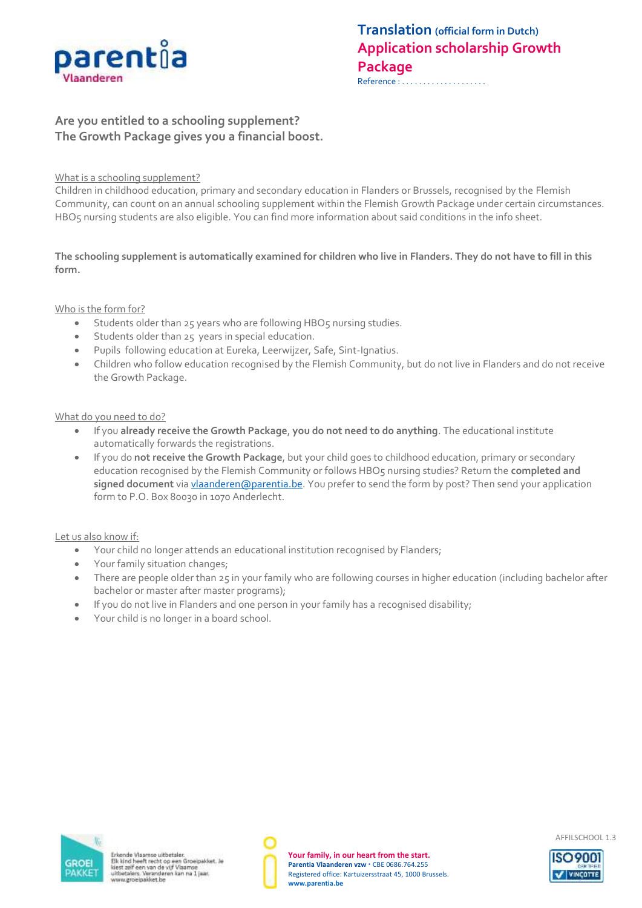parentia Vlaanderen

**Translation** (official form in Dutch)

# Application scholarship Growth Package

Reference : . . . . . . . . . . . . . . . . . . . .

## Are you entitled to a schooling supplement? The Growth Package gives you a financial boost.

What is a schooling supplement?

Children in childhood education, primary and secondary education in Flanders or Brussels, recognised by the Flemish Community, can count on an annual schooling supplement within the Flemish Growth Package under certain circumstances. HBO5 nursing students are also eligible. You can find more information about said conditions in the info sheet.

**The schooling supplement is automatically examined for children who live in Flanders. They do not have to fill in this form.**

Who is the form for?

- Students older than 25 years who are following HBO5 nursing studies.
- Students older than 25 years in special education.
- Pupils following education at Eureka, Leerwijzer, Safe, Sint-Ignatius.
- Children who follow education recognised by the Flemish Community, but do not live in Flanders and do not receive the Growth Package.

What do you need to do?

- If you **already receive the Growth Package**, **you do not need to do anything**. The educational institute automatically forwards the registrations.
- If you do **not receive the Growth Package**, but your child goes to childhood education, primary or secondary education recognised by the Flemish Community or follows HBO5 nursing studies? Return the **completed and signed document** via vlaanderen@parentia.be. You prefer to send the form by post? Then send your application form to P.O. Box 80030 in 1070 Anderlecht.

Let us also know if:

- Your child no longer attends an educational institution recognised by Flanders;
- Your family situation changes;
- There are people older than 25 in your family who are following courses in higher education (including bachelor after bachelor or master after master programs);
- If you do not live in Flanders and one person in your family has a recognised disability;
- Your child is no longer in a board school.

GROEI PAKKET

Erkende Vlaamse uitbetaler. Elk kind heeft recht op een Groeipakket. Je kiest zelf een van de vijf Vlaamse uitbetalers. Veranderen kan na 1 jaar. www.groeipakket.be

**Your family, in our heart from the start.**
**Parentia Vlaanderen vzw** • CBE 0686.764.255
Registered office: Kartuizersstraat 45, 1000 Brussels.
**www.parentia.be**

AFFILSCHOOL 1.3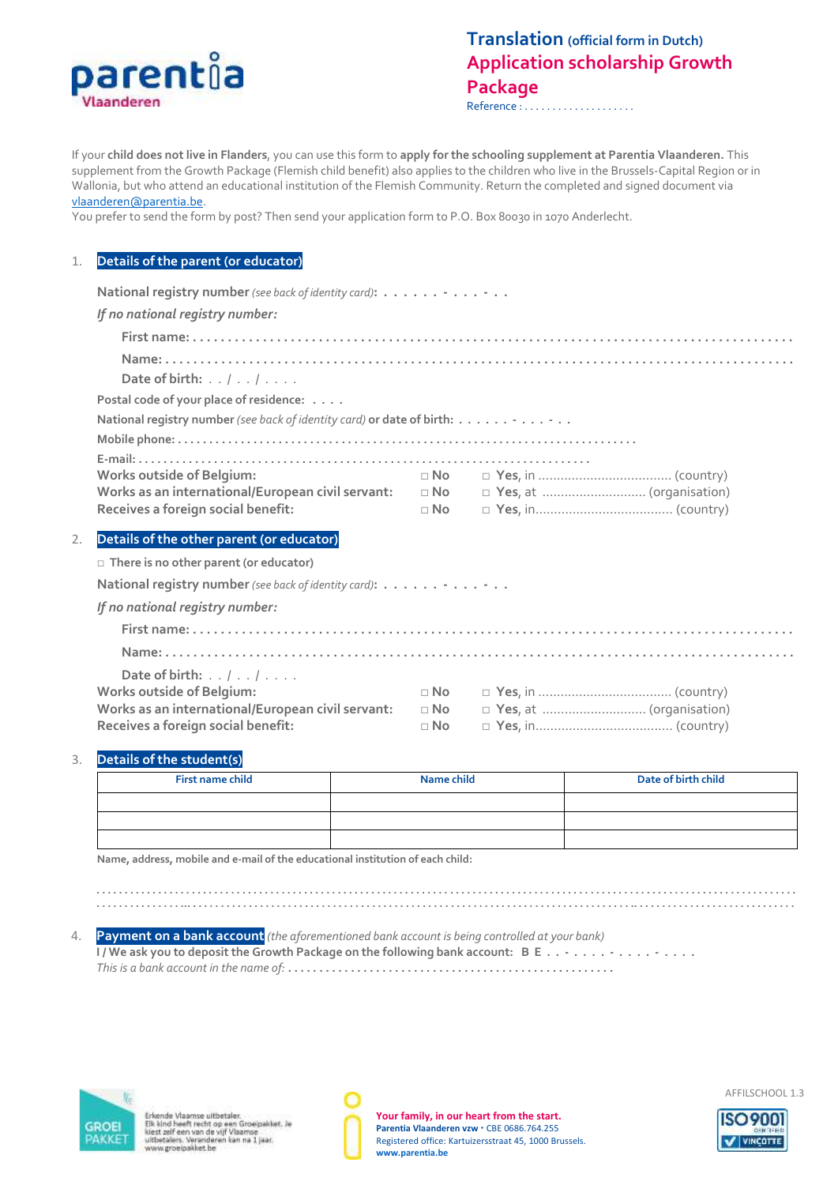# Translation (official form in Dutch)
# Application scholarship Growth Package

Reference : . . . . . . . . . . . . . . . . . . . .

If your **child does not live in Flanders**, you can use this form to **apply for the schooling supplement at Parentia Vlaanderen.** This supplement from the Growth Package (Flemish child benefit) also applies to the children who live in the Brussels-Capital Region or in Wallonia, but who attend an educational institution of the Flemish Community. Return the completed and signed document via vlaanderen@parentia.be.
You prefer to send the form by post? Then send your application form to P.O. Box 80030 in 1070 Anderlecht.

## 1. Details of the parent (or educator)

**National registry number** *(see back of identity card)*: . . . . . . - . . . - . .

***If no national registry number:***

**First name:** . . . . . . . . . . . . . . . . . . . . . . . . . . . . . . . . . . . . . . . . . . . . . . . . . . . . . . . . . . . . . . . . . . . . . . . . . . . . . . . . .

**Name:** . . . . . . . . . . . . . . . . . . . . . . . . . . . . . . . . . . . . . . . . . . . . . . . . . . . . . . . . . . . . . . . . . . . . . . . . . . . . . . . . . . . . . . . . .

**Date of birth:** . . / . . / . . . .

**Postal code of your place of residence:** . . . .

**National registry number** *(see back of identity card)* **or date of birth:** . . . . . . - . . . - . .

**Mobile phone:** . . . . . . . . . . . . . . . . . . . . . . . . . . . . . . . . . . . . . . . . . . . . . . . . . . . . . . . . . . . . . . . . . . . . . .

**E-mail:** . . . . . . . . . . . . . . . . . . . . . . . . . . . . . . . . . . . . . . . . . . . . . . . . . . . . . . . . . . . . . . . . . . . . . .

**Works outside of Belgium:** □ **No** □ **Yes**, in ................................... (country)
**Works as an international/European civil servant:** □ **No** □ **Yes**, at ............................ (organisation)
**Receives a foreign social benefit:** □ **No** □ **Yes**, in.................................... (country)

## 2. Details of the other parent (or educator)

□ There is no other parent (or educator)

**National registry number** *(see back of identity card)*: . . . . . . - . . . - . .

***If no national registry number:***

**First name:** . . . . . . . . . . . . . . . . . . . . . . . . . . . . . . . . . . . . . . . . . . . . . . . . . . . . . . . . . . . . . . . . . . . . . . . . . . . . . . . . .

**Name:** . . . . . . . . . . . . . . . . . . . . . . . . . . . . . . . . . . . . . . . . . . . . . . . . . . . . . . . . . . . . . . . . . . . . . . . . . . . . . . . . . . . . . . . . .

**Date of birth:** . . / . . / . . . .

**Works outside of Belgium:** □ **No** □ **Yes**, in ................................... (country)
**Works as an international/European civil servant:** □ **No** □ **Yes**, at ............................ (organisation)
**Receives a foreign social benefit:** □ **No** □ **Yes**, in.................................... (country)

## 3. Details of the student(s)

| First name child | Name child | Date of birth child |
|---|---|---|
| | | |
| | | |
| | | |

**Name, address, mobile and e-mail of the educational institution of each child:**

. . . . . . . . . . . . . . . . . . . . . . . . . . . . . . . . . . . . . . . . . . . . . . . . . . . . . . . . . . . . . . . . . . . . . . . . . . . . . . . . . . . . . . . . . . . . . . . .
. . . . . . . . . . . . . . . . . . . . . . . . . . . . . . . . . . . . . . . . . . . . . . . . . . . . . . . . . . . . . . . . . . . . . . . . . . . . . . . . . . . . . . . . . . . . . . . .

## 4. Payment on a bank account

*(the aforementioned bank account is being controlled at your bank)*

**I / We ask you to deposit the Growth Package on the following bank account: B E** . . - . . . . - . . . . - . . . .

*This is a bank account in the name of:* . . . . . . . . . . . . . . . . . . . . . . . . . . . . . . . . . . . . . . . . . . . . . . . . . . . .

AFFILSCHOOL 1.3

Erkende Vlaamse uitbetaler. Elk kind heeft recht op een Groeipakket. Je kiest zelf een van de vijf Vlaamse uitbetalers. Veranderen kan na 1 jaar. www.groeipakket.be

**Your family, in our heart from the start.**
**Parentia Vlaanderen vzw** • CBE 0686.764.255
Registered office: Kartuizersstraat 45, 1000 Brussels.
**www.parentia.be**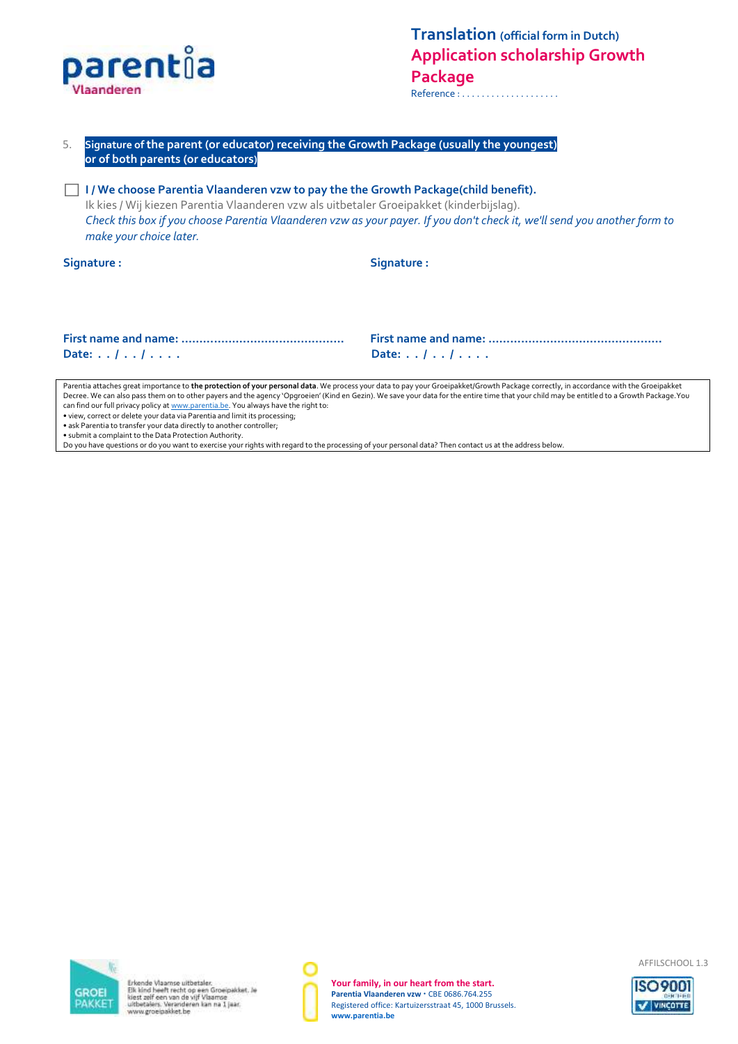**Translation** (official form in Dutch)
**Application scholarship Growth Package**
Reference : . . . . . . . . . . . . . . . . . . . .

5. **Signature of the parent (or educator) receiving the Growth Package (usually the youngest) or of both parents (or educators)**

☐ **I / We choose Parentia Vlaanderen vzw to pay the the Growth Package(child benefit).**
Ik kies / Wij kiezen Parentia Vlaanderen vzw als uitbetaler Groeipakket (kinderbijslag).
*Check this box if you choose Parentia Vlaanderen vzw as your payer. If you don't check it, we'll send you another form to make your choice later.*

**Signature :**

**First name and name:** .............................................
**Date:** . . / . . / . . . .

**Signature :**

**First name and name:** ...............................................
**Date:** . . / . . / . . . .

Parentia attaches great importance to **the protection of your personal data**. We process your data to pay your Groeipakket/Growth Package correctly, in accordance with the Groeipakket Decree. We can also pass them on to other payers and the agency 'Opgroeien' (Kind en Gezin). We save your data for the entire time that your child may be entitled to a Growth Package. You can find our full privacy policy at www.parentia.be. You always have the right to:
• view, correct or delete your data via Parentia and limit its processing;
• ask Parentia to transfer your data directly to another controller;
• submit a complaint to the Data Protection Authority.
Do you have questions or do you want to exercise your rights with regard to the processing of your personal data? Then contact us at the address below.

Erkende Vlaamse uitbetaler. Elk kind heeft recht op een Groeipakket. Je kiest zelf een van de vijf Vlaamse uitbetalers. Veranderen kan na 1 jaar. www.groeipakket.be

**Your family, in our heart from the start.**
**Parentia Vlaanderen vzw** • CBE 0686.764.255
Registered office: Kartuizersstraat 45, 1000 Brussels.
**www.parentia.be**

AFFILSCHOOL 1.3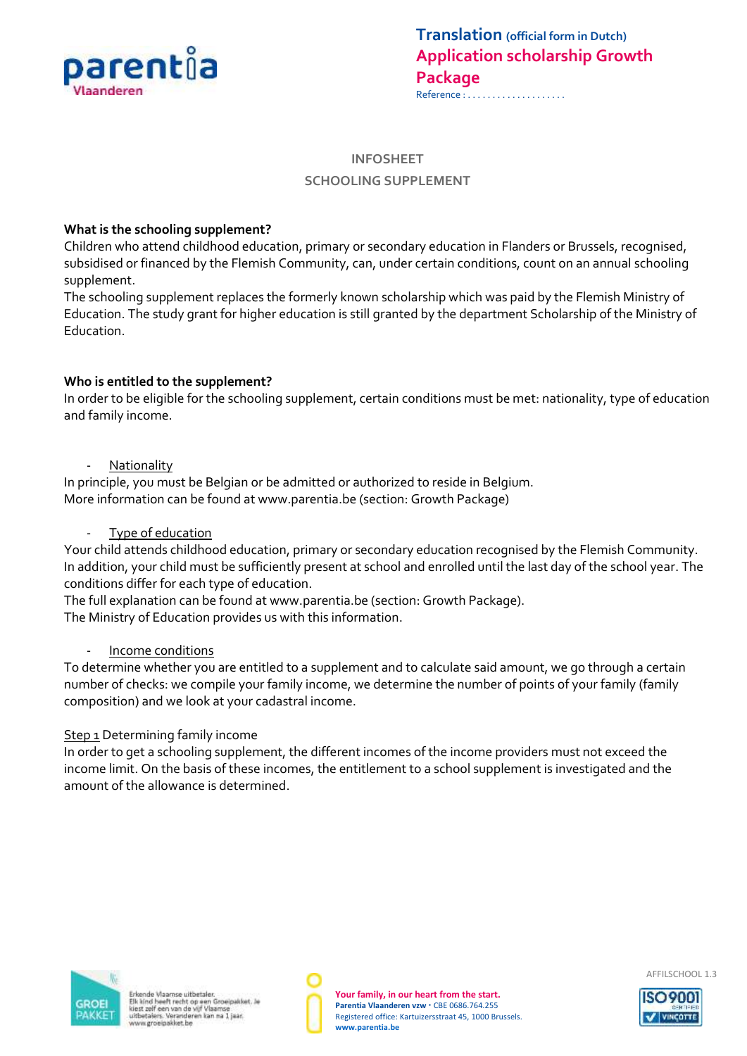**Translation** (official form in Dutch)
**Application scholarship Growth Package**
Reference : . . . . . . . . . . . . . . . . . . . .

INFOSHEET

SCHOOLING SUPPLEMENT

**What is the schooling supplement?**
Children who attend childhood education, primary or secondary education in Flanders or Brussels, recognised, subsidised or financed by the Flemish Community, can, under certain conditions, count on an annual schooling supplement.
The schooling supplement replaces the formerly known scholarship which was paid by the Flemish Ministry of Education. The study grant for higher education is still granted by the department Scholarship of the Ministry of Education.

**Who is entitled to the supplement?**
In order to be eligible for the schooling supplement, certain conditions must be met: nationality, type of education and family income.

- Nationality

In principle, you must be Belgian or be admitted or authorized to reside in Belgium.
More information can be found at www.parentia.be (section: Growth Package)

- Type of education

Your child attends childhood education, primary or secondary education recognised by the Flemish Community. In addition, your child must be sufficiently present at school and enrolled until the last day of the school year. The conditions differ for each type of education.
The full explanation can be found at www.parentia.be (section: Growth Package).
The Ministry of Education provides us with this information.

- Income conditions

To determine whether you are entitled to a supplement and to calculate said amount, we go through a certain number of checks: we compile your family income, we determine the number of points of your family (family composition) and we look at your cadastral income.

Step 1 Determining family income
In order to get a schooling supplement, the different incomes of the income providers must not exceed the income limit. On the basis of these incomes, the entitlement to a school supplement is investigated and the amount of the allowance is determined.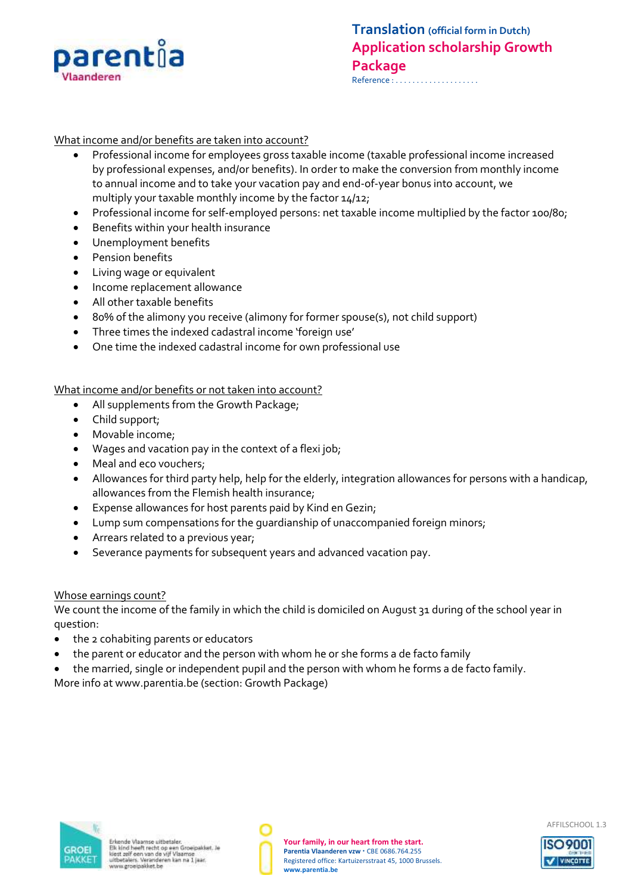**Translation** (official form in Dutch)
**Application scholarship Growth Package**
Reference : . . . . . . . . . . . . . . . . . . . .

What income and/or benefits are taken into account?

- Professional income for employees gross taxable income (taxable professional income increased by professional expenses, and/or benefits). In order to make the conversion from monthly income to annual income and to take your vacation pay and end-of-year bonus into account, we multiply your taxable monthly income by the factor 14/12;
- Professional income for self-employed persons: net taxable income multiplied by the factor 100/80;
- Benefits within your health insurance
- Unemployment benefits
- Pension benefits
- Living wage or equivalent
- Income replacement allowance
- All other taxable benefits
- 80% of the alimony you receive (alimony for former spouse(s), not child support)
- Three times the indexed cadastral income 'foreign use'
- One time the indexed cadastral income for own professional use

What income and/or benefits or not taken into account?

- All supplements from the Growth Package;
- Child support;
- Movable income;
- Wages and vacation pay in the context of a flexi job;
- Meal and eco vouchers;
- Allowances for third party help, help for the elderly, integration allowances for persons with a handicap, allowances from the Flemish health insurance;
- Expense allowances for host parents paid by Kind en Gezin;
- Lump sum compensations for the guardianship of unaccompanied foreign minors;
- Arrears related to a previous year;
- Severance payments for subsequent years and advanced vacation pay.

Whose earnings count?

We count the income of the family in which the child is domiciled on August 31 during of the school year in question:

- the 2 cohabiting parents or educators
- the parent or educator and the person with whom he or she forms a de facto family
- the married, single or independent pupil and the person with whom he forms a de facto family.

More info at www.parentia.be (section: Growth Package)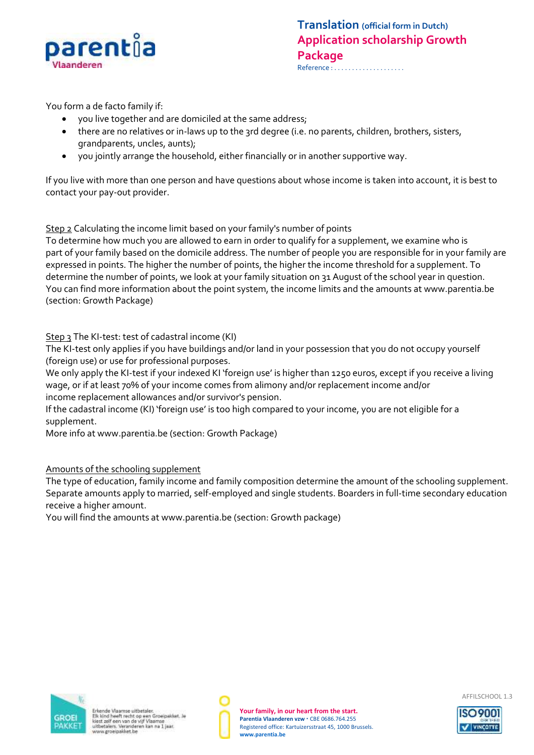You form a de facto family if:

- you live together and are domiciled at the same address;
- there are no relatives or in-laws up to the 3rd degree (i.e. no parents, children, brothers, sisters, grandparents, uncles, aunts);
- you jointly arrange the household, either financially or in another supportive way.

If you live with more than one person and have questions about whose income is taken into account, it is best to contact your pay-out provider.

Step 2 Calculating the income limit based on your family's number of points

To determine how much you are allowed to earn in order to qualify for a supplement, we examine who is part of your family based on the domicile address. The number of people you are responsible for in your family are expressed in points. The higher the number of points, the higher the income threshold for a supplement. To determine the number of points, we look at your family situation on 31 August of the school year in question. You can find more information about the point system, the income limits and the amounts at www.parentia.be (section: Growth Package)

Step 3 The KI-test: test of cadastral income (KI)

The KI-test only applies if you have buildings and/or land in your possession that you do not occupy yourself (foreign use) or use for professional purposes.

We only apply the KI-test if your indexed KI 'foreign use' is higher than 1250 euros, except if you receive a living wage, or if at least 70% of your income comes from alimony and/or replacement income and/or income replacement allowances and/or survivor's pension.

If the cadastral income (KI) 'foreign use' is too high compared to your income, you are not eligible for a supplement.

More info at www.parentia.be (section: Growth Package)

Amounts of the schooling supplement

The type of education, family income and family composition determine the amount of the schooling supplement. Separate amounts apply to married, self-employed and single students. Boarders in full-time secondary education receive a higher amount.

You will find the amounts at www.parentia.be (section: Growth package)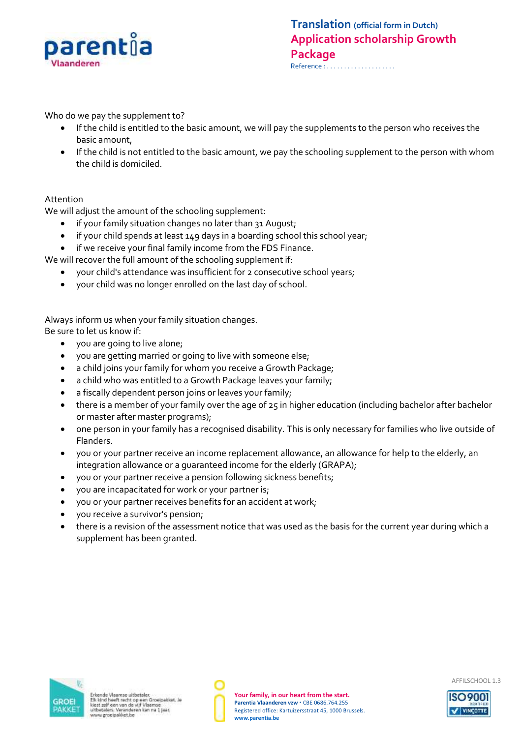Who do we pay the supplement to?

- If the child is entitled to the basic amount, we will pay the supplements to the person who receives the basic amount,
- If the child is not entitled to the basic amount, we pay the schooling supplement to the person with whom the child is domiciled.

Attention

We will adjust the amount of the schooling supplement:

- if your family situation changes no later than 31 August;
- if your child spends at least 149 days in a boarding school this school year;
- if we receive your final family income from the FDS Finance.

We will recover the full amount of the schooling supplement if:

- your child's attendance was insufficient for 2 consecutive school years;
- your child was no longer enrolled on the last day of school.

Always inform us when your family situation changes.

Be sure to let us know if:

- you are going to live alone;
- you are getting married or going to live with someone else;
- a child joins your family for whom you receive a Growth Package;
- a child who was entitled to a Growth Package leaves your family;
- a fiscally dependent person joins or leaves your family;
- there is a member of your family over the age of 25 in higher education (including bachelor after bachelor or master after master programs);
- one person in your family has a recognised disability. This is only necessary for families who live outside of Flanders.
- you or your partner receive an income replacement allowance, an allowance for help to the elderly, an integration allowance or a guaranteed income for the elderly (GRAPA);
- you or your partner receive a pension following sickness benefits;
- you are incapacitated for work or your partner is;
- you or your partner receives benefits for an accident at work;
- you receive a survivor's pension;
- there is a revision of the assessment notice that was used as the basis for the current year during which a supplement has been granted.